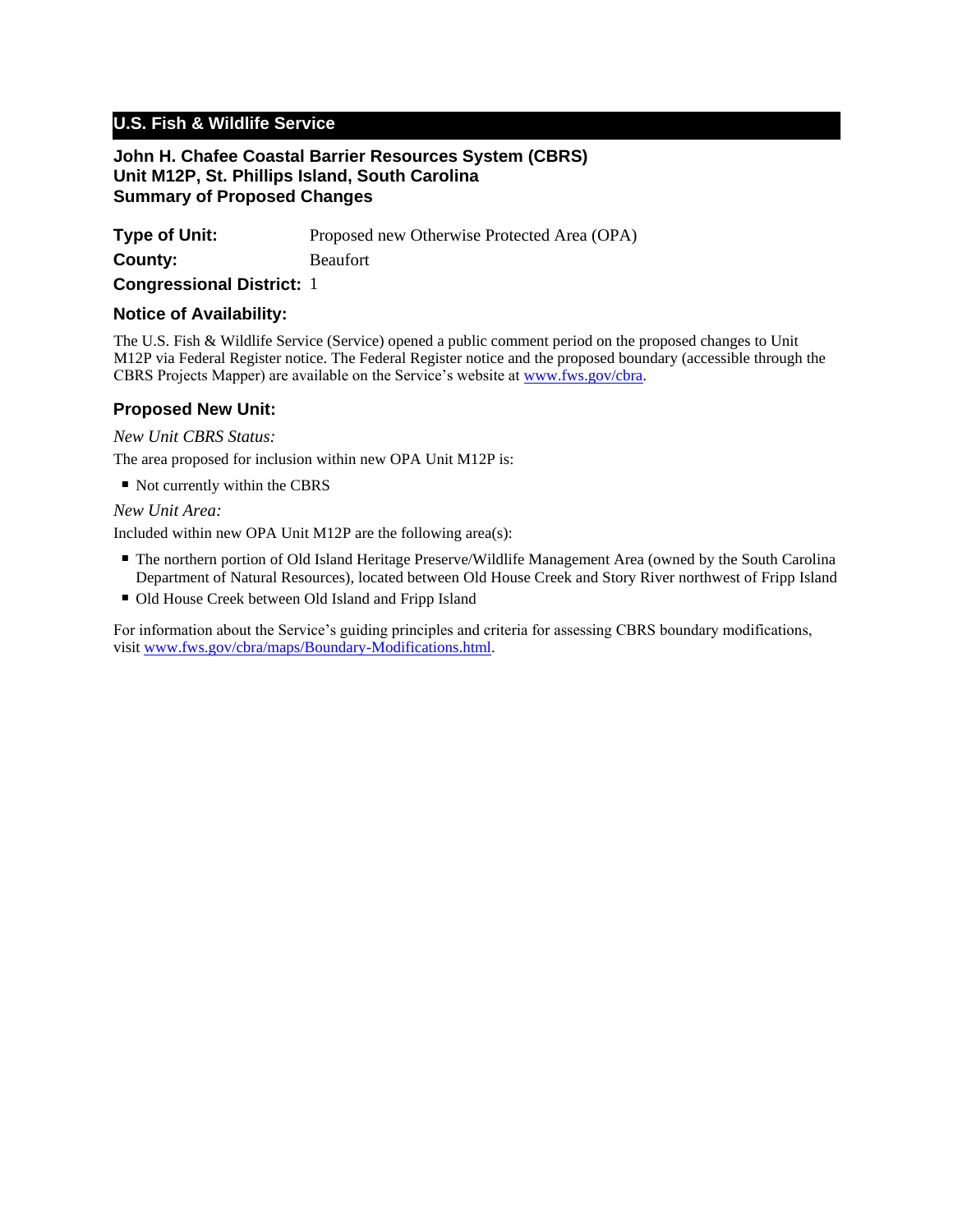## U.S. Fish & Wildlife Service

### John H. Chafee Coastal Barrier Resources System (CBRS)
### Unit M12P, St. Phillips Island, South Carolina
### Summary of Proposed Changes

**Type of Unit:** Proposed new Otherwise Protected Area (OPA)

**County:** Beaufort

**Congressional District:** 1

### Notice of Availability:

The U.S. Fish & Wildlife Service (Service) opened a public comment period on the proposed changes to Unit M12P via Federal Register notice. The Federal Register notice and the proposed boundary (accessible through the CBRS Projects Mapper) are available on the Service's website at [www.fws.gov/cbra](www.fws.gov/cbra).

### Proposed New Unit:

*New Unit CBRS Status:*

The area proposed for inclusion within new OPA Unit M12P is:

- Not currently within the CBRS

*New Unit Area:*

Included within new OPA Unit M12P are the following area(s):

- The northern portion of Old Island Heritage Preserve/Wildlife Management Area (owned by the South Carolina Department of Natural Resources), located between Old House Creek and Story River northwest of Fripp Island
- Old House Creek between Old Island and Fripp Island

For information about the Service's guiding principles and criteria for assessing CBRS boundary modifications, visit [www.fws.gov/cbra/maps/Boundary-Modifications.html](www.fws.gov/cbra/maps/Boundary-Modifications.html).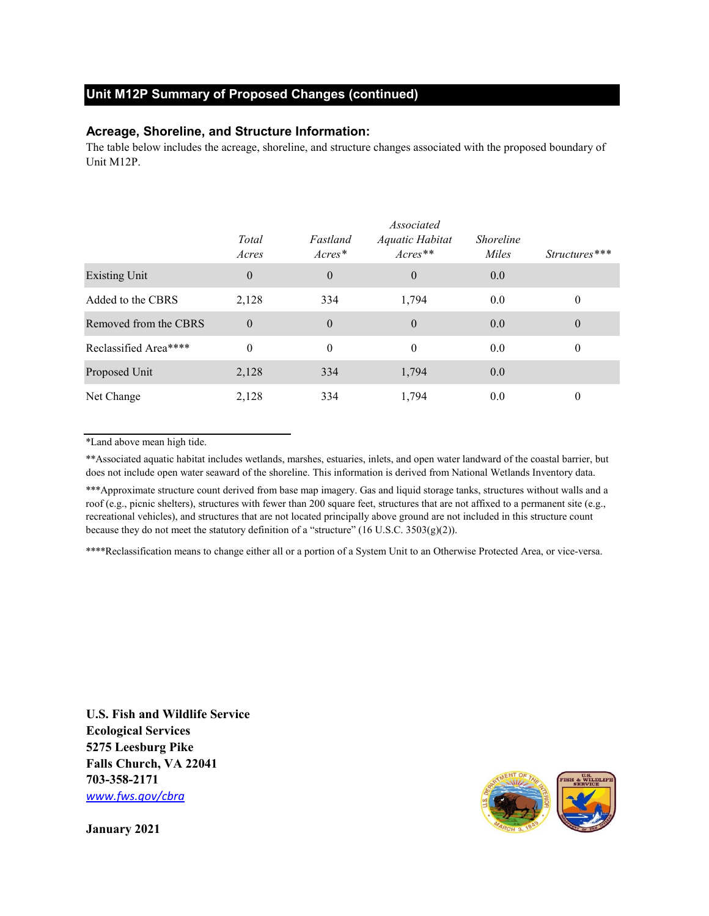## Unit M12P Summary of Proposed Changes (continued)

### Acreage, Shoreline, and Structure Information:

The table below includes the acreage, shoreline, and structure changes associated with the proposed boundary of Unit M12P.

| | *Total Acres* | *Fastland Acres** | *Associated Aquatic Habitat Acres*** | *Shoreline Miles* | *Structures**** |
|---|---|---|---|---|---|
| Existing Unit | 0 | 0 | 0 | 0.0 | |
| Added to the CBRS | 2,128 | 334 | 1,794 | 0.0 | 0 |
| Removed from the CBRS | 0 | 0 | 0 | 0.0 | 0 |
| Reclassified Area**** | 0 | 0 | 0 | 0.0 | 0 |
| Proposed Unit | 2,128 | 334 | 1,794 | 0.0 | |
| Net Change | 2,128 | 334 | 1,794 | 0.0 | 0 |

*Land above mean high tide.

**Associated aquatic habitat includes wetlands, marshes, estuaries, inlets, and open water landward of the coastal barrier, but does not include open water seaward of the shoreline. This information is derived from National Wetlands Inventory data.

***Approximate structure count derived from base map imagery. Gas and liquid storage tanks, structures without walls and a roof (e.g., picnic shelters), structures with fewer than 200 square feet, structures that are not affixed to a permanent site (e.g., recreational vehicles), and structures that are not located principally above ground are not included in this structure count because they do not meet the statutory definition of a "structure" (16 U.S.C. 3503(g)(2)).

****Reclassification means to change either all or a portion of a System Unit to an Otherwise Protected Area, or vice-versa.

**U.S. Fish and Wildlife Service**
**Ecological Services**
**5275 Leesburg Pike**
**Falls Church, VA 22041**
**703-358-2171**
[www.fws.gov/cbra](www.fws.gov/cbra)

**January 2021**